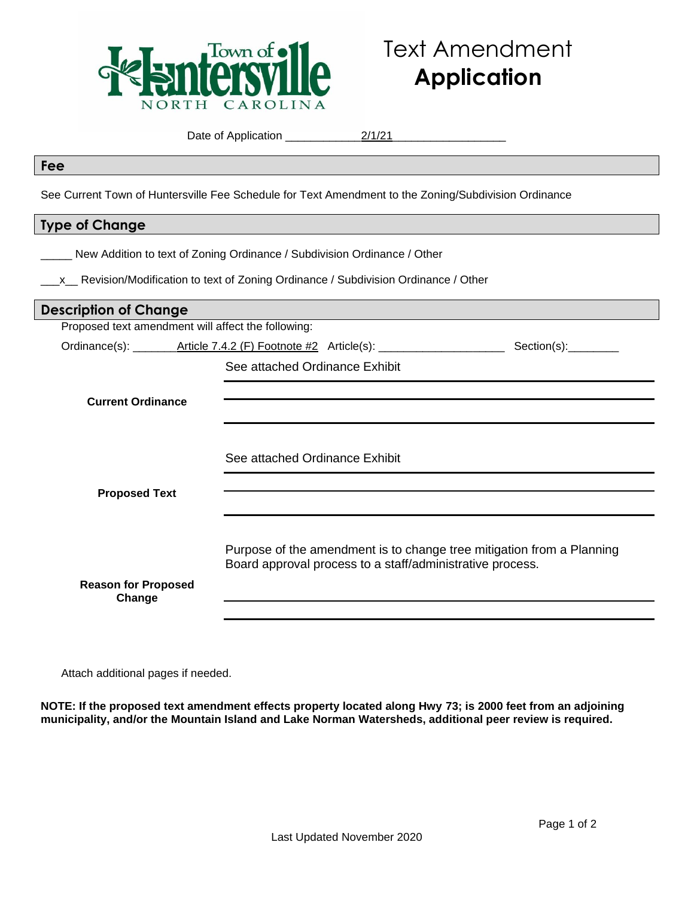Town of Huntersville
NORTH CAROLINA

# Text Amendment **Application**

Date of Application 2/1/21

## Fee

See Current Town of Huntersville Fee Schedule for Text Amendment to the Zoning/Subdivision Ordinance

## Type of Change

_____ New Addition to text of Zoning Ordinance / Subdivision Ordinance / Other

___x__ Revision/Modification to text of Zoning Ordinance / Subdivision Ordinance / Other

## Description of Change

Proposed text amendment will affect the following:

Ordinance(s): Article 7.4.2 (F) Footnote #2 Article(s): ____________________ Section(s):________

**Current Ordinance**

See attached Ordinance Exhibit

**Proposed Text**

See attached Ordinance Exhibit

**Reason for Proposed Change**

Purpose of the amendment is to change tree mitigation from a Planning Board approval process to a staff/administrative process.

Attach additional pages if needed.

**NOTE: If the proposed text amendment effects property located along Hwy 73; is 2000 feet from an adjoining municipality, and/or the Mountain Island and Lake Norman Watersheds, additional peer review is required.**

Last Updated November 2020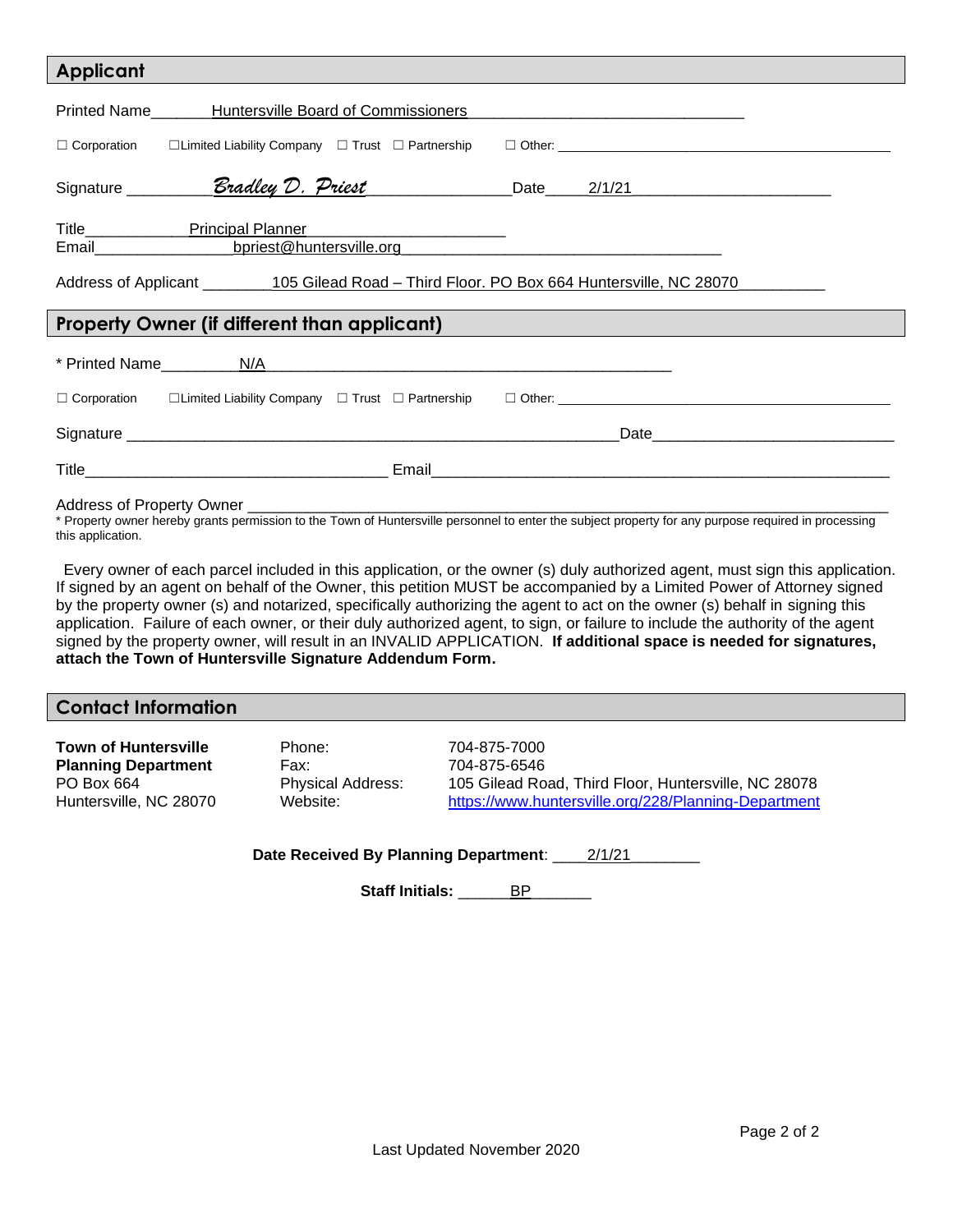## Applicant

Printed Name: Huntersville Board of Commissioners

☐ Corporation ☐ Limited Liability Company ☐ Trust ☐ Partnership ☐ Other: \_\_\_\_\_\_\_\_\_\_

Signature: *Bradley D. Priest* Date: 2/1/21

Title: Principal Planner

Email: bpriest@huntersville.org

Address of Applicant: 105 Gilead Road – Third Floor. PO Box 664 Huntersville, NC 28070

## Property Owner (if different than applicant)

\* Printed Name: N/A

☐ Corporation ☐ Limited Liability Company ☐ Trust ☐ Partnership ☐ Other: \_\_\_\_\_\_\_\_\_\_

Signature \_\_\_\_\_\_\_\_\_\_ Date \_\_\_\_\_\_\_\_\_\_

Title \_\_\_\_\_\_\_\_\_\_ Email \_\_\_\_\_\_\_\_\_\_

Address of Property Owner \_\_\_\_\_\_\_\_\_\_

\* Property owner hereby grants permission to the Town of Huntersville personnel to enter the subject property for any purpose required in processing this application.

Every owner of each parcel included in this application, or the owner (s) duly authorized agent, must sign this application. If signed by an agent on behalf of the Owner, this petition MUST be accompanied by a Limited Power of Attorney signed by the property owner (s) and notarized, specifically authorizing the agent to act on the owner (s) behalf in signing this application. Failure of each owner, or their duly authorized agent, to sign, or failure to include the authority of the agent signed by the property owner, will result in an INVALID APPLICATION. **If additional space is needed for signatures, attach the Town of Huntersville Signature Addendum Form.**

## Contact Information

**Town of Huntersville**
**Planning Department**
PO Box 664
Huntersville, NC 28070

Phone: 704-875-7000
Fax: 704-875-6546
Physical Address: 105 Gilead Road, Third Floor, Huntersville, NC 28078
Website: https://www.huntersville.org/228/Planning-Department

**Date Received By Planning Department**: 2/1/21

**Staff Initials:** BP

Last Updated November 2020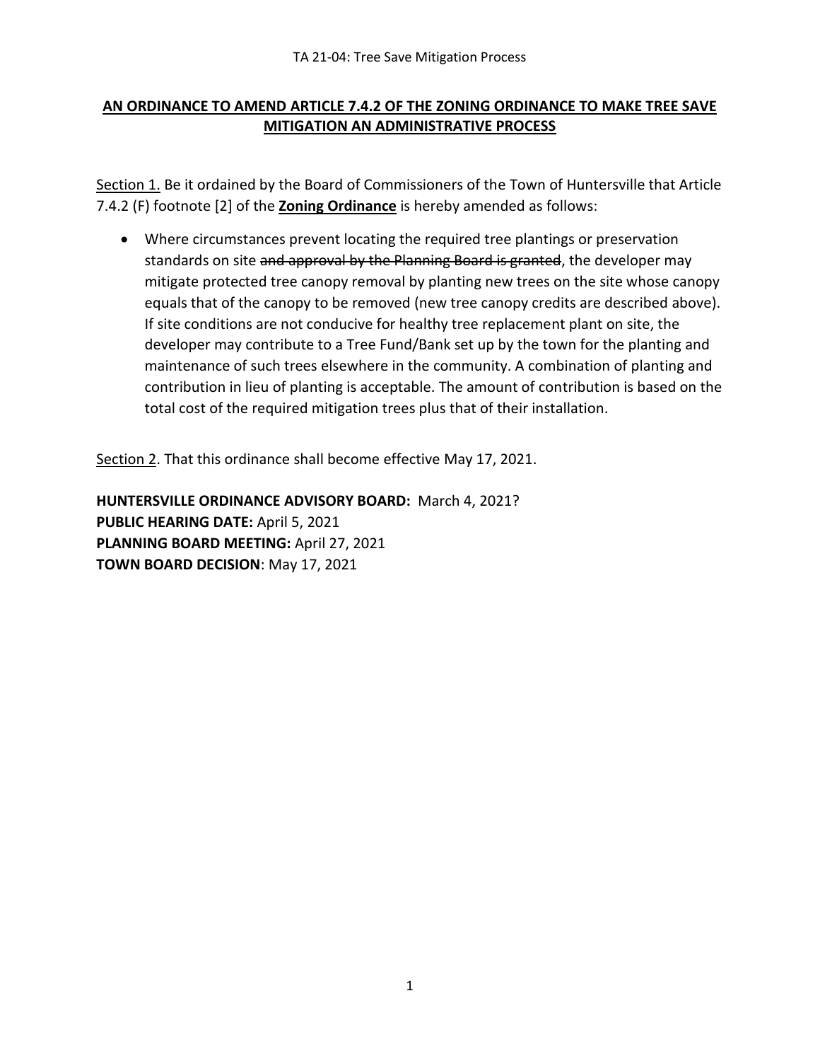# AN ORDINANCE TO AMEND ARTICLE 7.4.2 OF THE ZONING ORDINANCE TO MAKE TREE SAVE MITIGATION AN ADMINISTRATIVE PROCESS

Section 1. Be it ordained by the Board of Commissioners of the Town of Huntersville that Article 7.4.2 (F) footnote [2] of the **Zoning Ordinance** is hereby amended as follows:

- Where circumstances prevent locating the required tree plantings or preservation standards on site ~~and approval by the Planning Board is granted~~, the developer may mitigate protected tree canopy removal by planting new trees on the site whose canopy equals that of the canopy to be removed (new tree canopy credits are described above). If site conditions are not conducive for healthy tree replacement plant on site, the developer may contribute to a Tree Fund/Bank set up by the town for the planting and maintenance of such trees elsewhere in the community. A combination of planting and contribution in lieu of planting is acceptable. The amount of contribution is based on the total cost of the required mitigation trees plus that of their installation.

Section 2. That this ordinance shall become effective May 17, 2021.

**HUNTERSVILLE ORDINANCE ADVISORY BOARD:** March 4, 2021?
**PUBLIC HEARING DATE:** April 5, 2021
**PLANNING BOARD MEETING:** April 27, 2021
**TOWN BOARD DECISION**: May 17, 2021